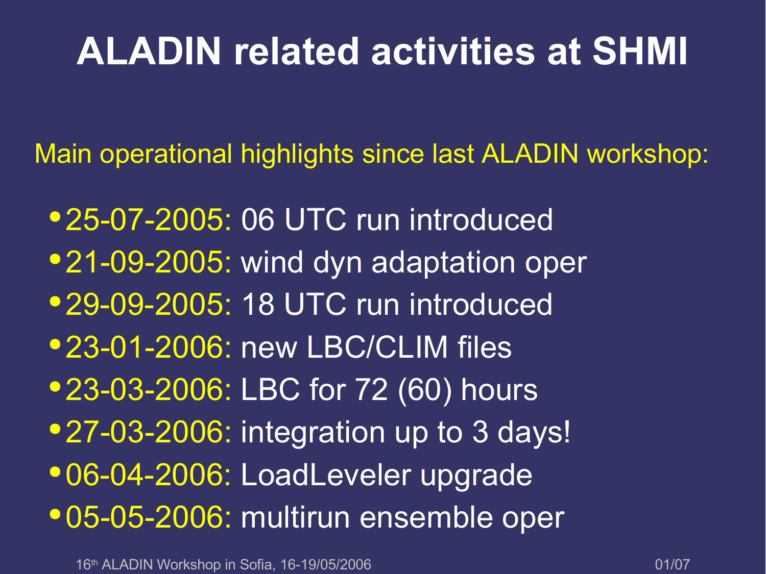# ALADIN related activities at SHMI

Main operational highlights since last ALADIN workshop:

- 25-07-2005: 06 UTC run introduced
- 21-09-2005: wind dyn adaptation oper
- 29-09-2005: 18 UTC run introduced
- 23-01-2006: new LBC/CLIM files
- 23-03-2006: LBC for 72 (60) hours
- 27-03-2006: integration up to 3 days!
- 06-04-2006: LoadLeveler upgrade
- 05-05-2006: multirun ensemble oper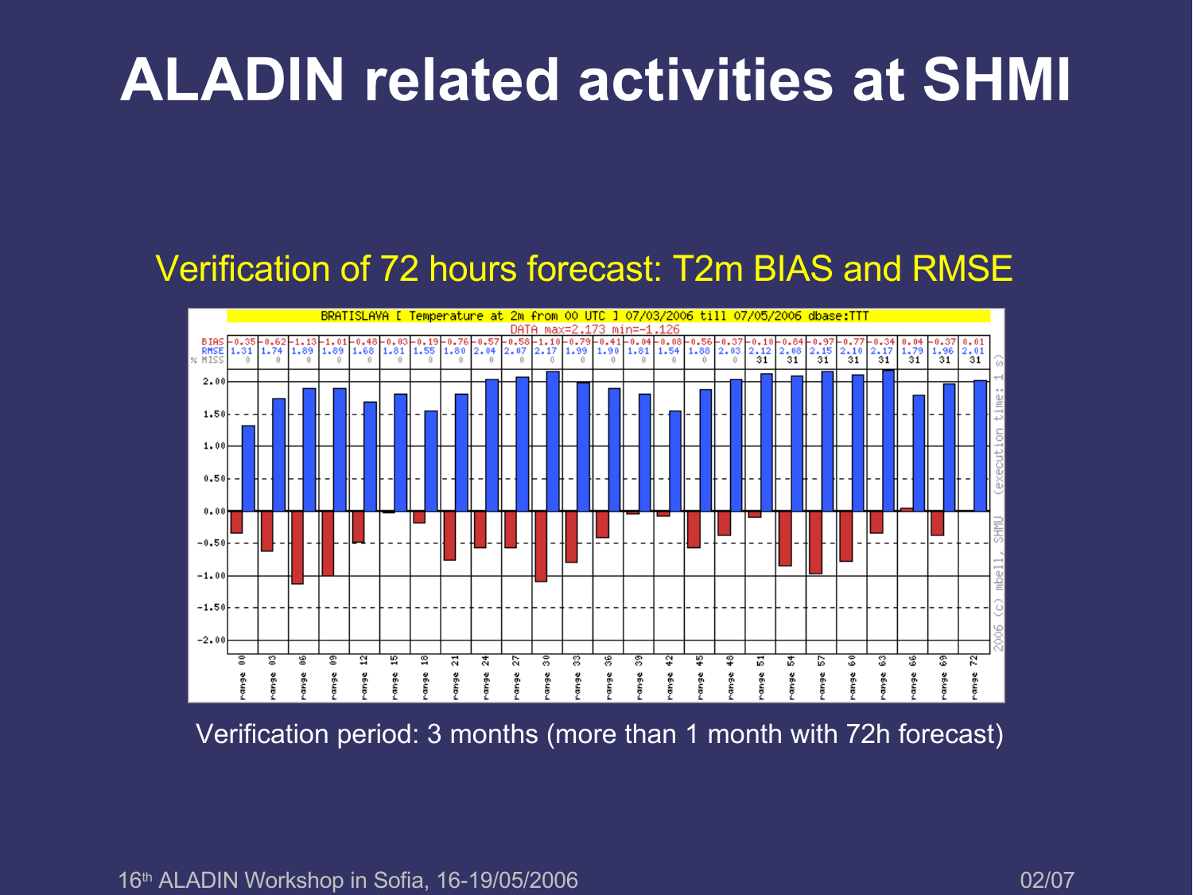# ALADIN related activities at SHMI

Verification of 72 hours forecast: T2m BIAS and RMSE

BRATISLAVA [ Temperature at 2m from 00 UTC ] 07/03/2006 till 07/05/2006 dbase:TTT

DATA max=2.173 min=-1.126

| | range 00 | range 03 | range 06 | range 09 | range 12 | range 15 | range 18 | range 21 | range 24 | range 27 | range 30 | range 33 | range 36 | range 39 | range 42 | range 45 | range 48 | range 51 | range 54 | range 57 | range 60 | range 63 | range 66 | range 69 | range 72 |
|---|---|---|---|---|---|---|---|---|---|---|---|---|---|---|---|---|---|---|---|---|---|---|---|---|---|
| BIAS | -0.35 | -0.62 | -1.13 | -1.01 | -0.48 | -0.03 | -0.19 | -0.76 | -0.57 | -0.58 | -1.10 | -0.79 | -0.41 | -0.04 | -0.08 | -0.56 | -0.37 | -0.10 | -0.84 | -0.97 | -0.77 | -0.34 | 0.04 | -0.37 | 0.01 |
| RMSE | 1.31 | 1.74 | 1.89 | 1.89 | 1.68 | 1.81 | 1.55 | 1.80 | 2.04 | 2.07 | 2.17 | 1.99 | 1.90 | 1.81 | 1.54 | 1.88 | 2.03 | 2.12 | 2.08 | 2.15 | 2.10 | 2.17 | 1.79 | 1.96 | 2.01 |
| % MISS | 0 | 0 | 0 | 0 | 0 | 0 | 0 | 0 | 0 | 0 | 0 | 0 | 0 | 0 | 0 | 0 | 0 | 31 | 31 | 31 | 31 | 31 | 31 | 31 | 31 |

Verification period: 3 months (more than 1 month with 72h forecast)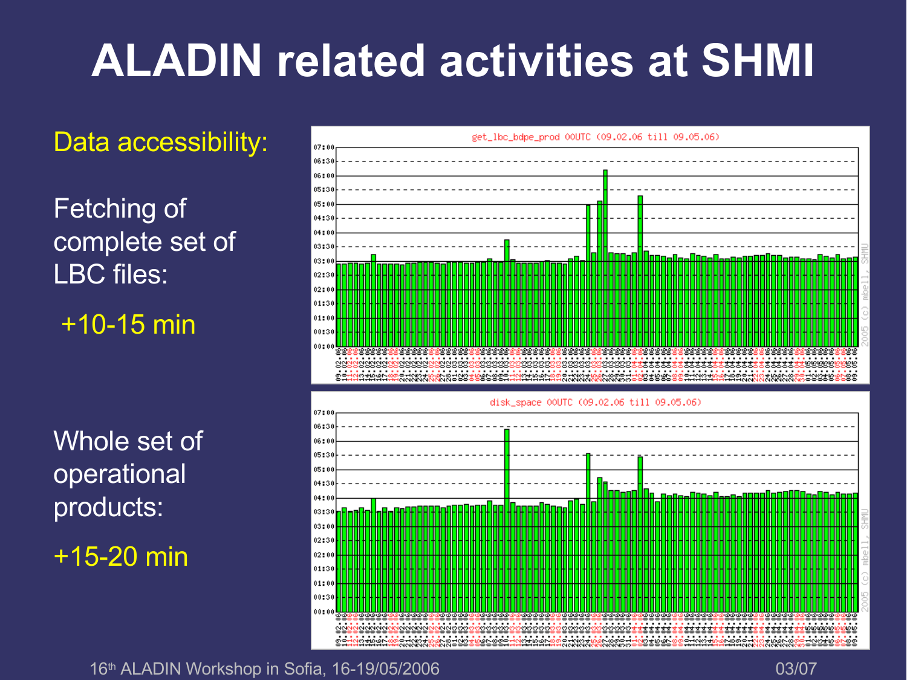# ALADIN related activities at SHMI

Data accessibility:

Fetching of complete set of LBC files:

+10-15 min

Whole set of operational products:

+15-20 min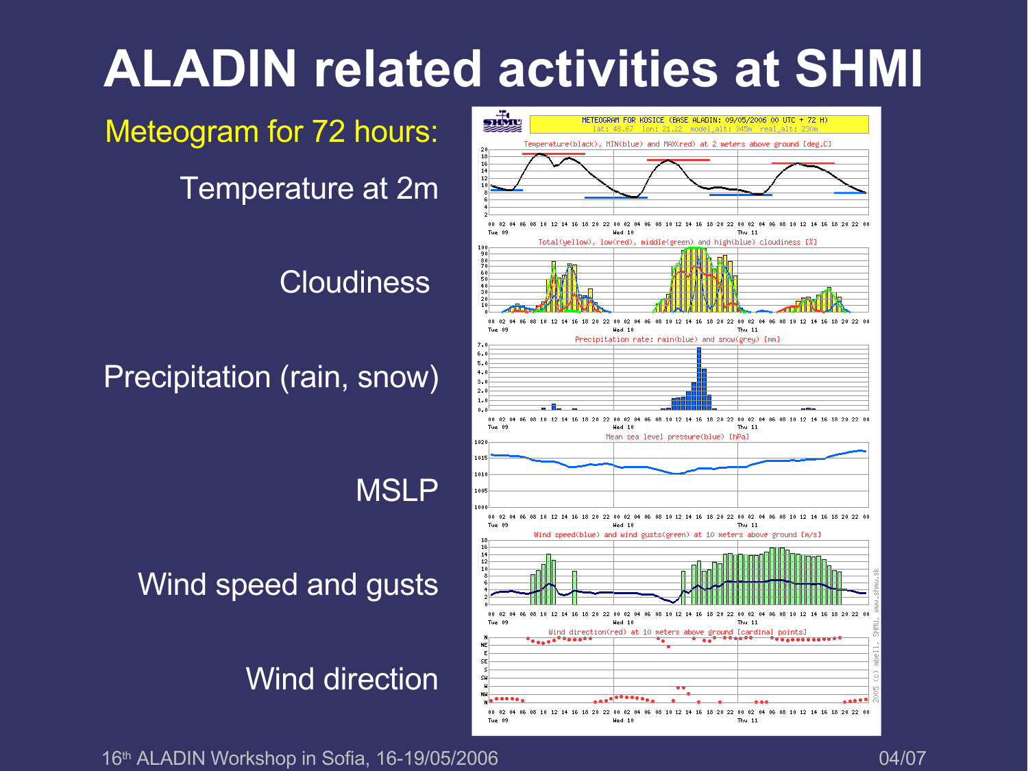# ALADIN related activities at SHMI

Meteogram for 72 hours:

- Temperature at 2m
- Cloudiness
- Precipitation (rain, snow)
- MSLP
- Wind speed and gusts
- Wind direction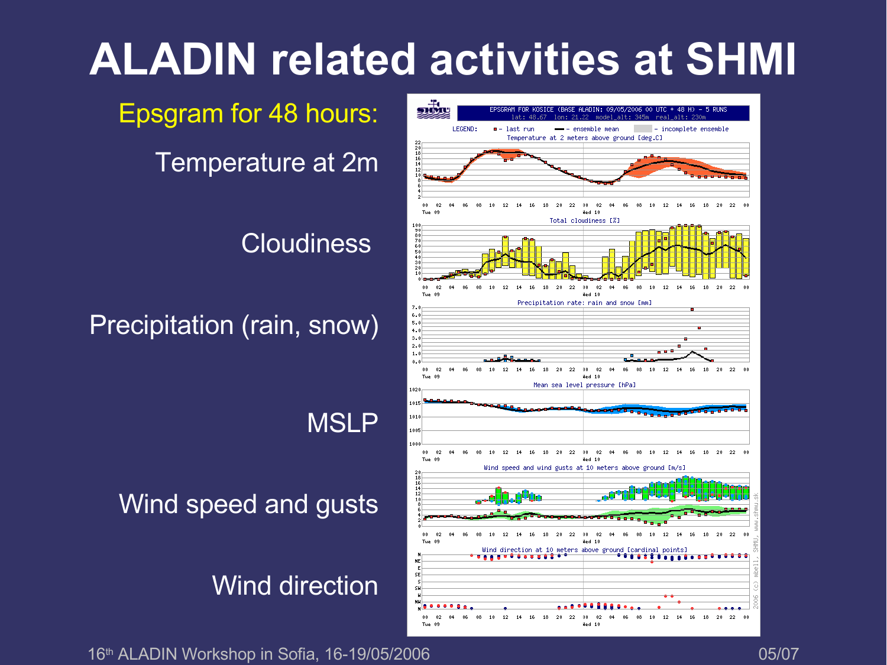# ALADIN related activities at SHMI

Epsgram for 48 hours:

Temperature at 2m

Cloudiness

Precipitation (rain, snow)

MSLP

Wind speed and gusts

Wind direction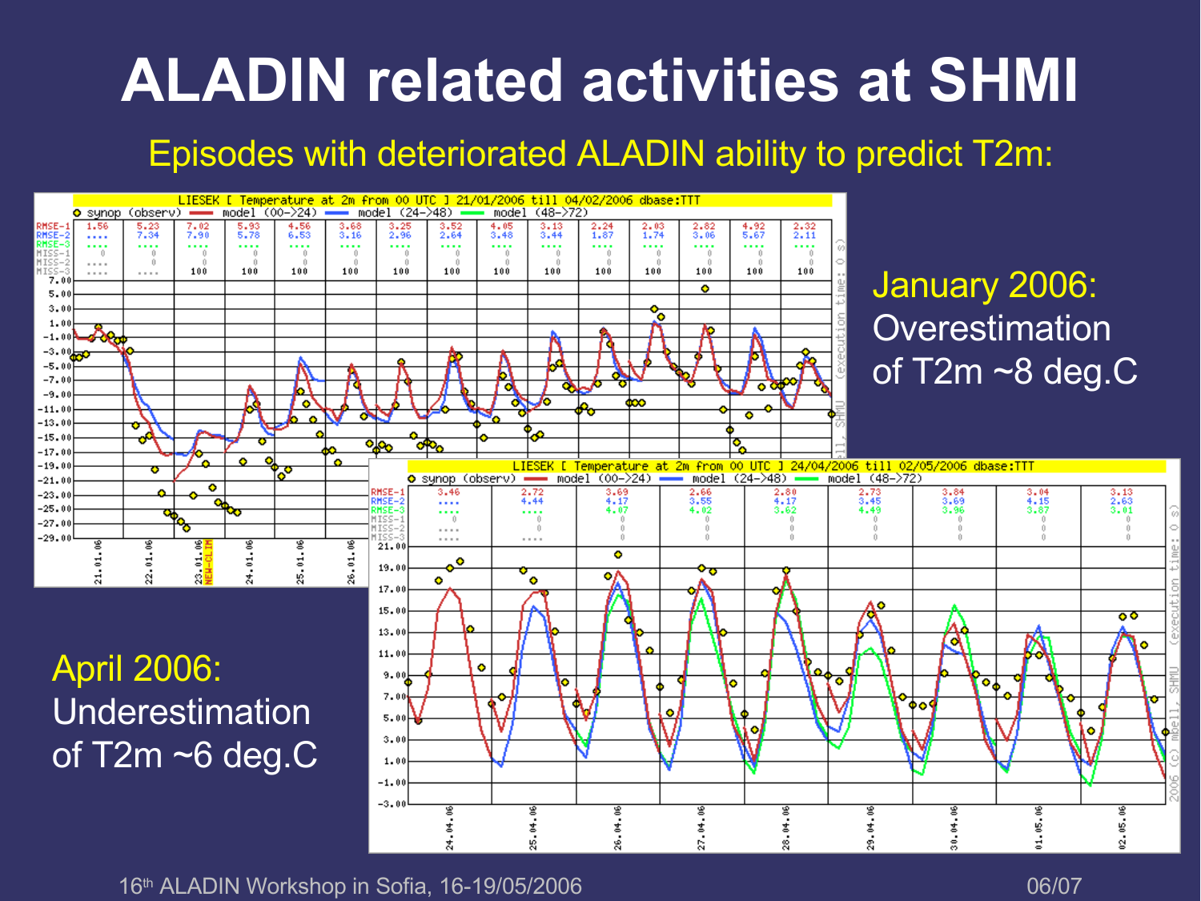# ALADIN related activities at SHMI

Episodes with deteriorated ALADIN ability to predict T2m:

January 2006: Overestimation of T2m ~8 deg.C

April 2006: Underestimation of T2m ~6 deg.C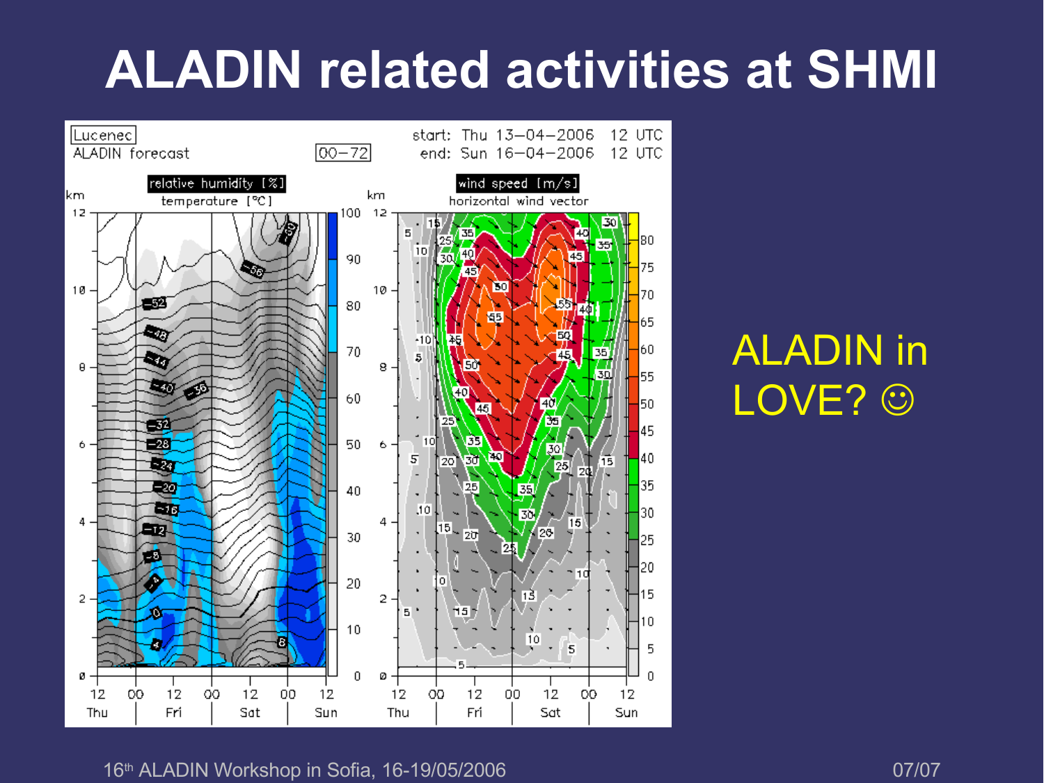# ALADIN related activities at SHMI

Lucenec
ALADIN forecast
00–72
start: Thu 13–04–2006 12 UTC
end: Sun 16–04–2006 12 UTC

relative humidity [%]
temperature [°C]

wind speed [m/s]
horizontal wind vector

km

12 00 12 00 12 00 12
Thu Fri Sat Sun

ALADIN in LOVE? ☺